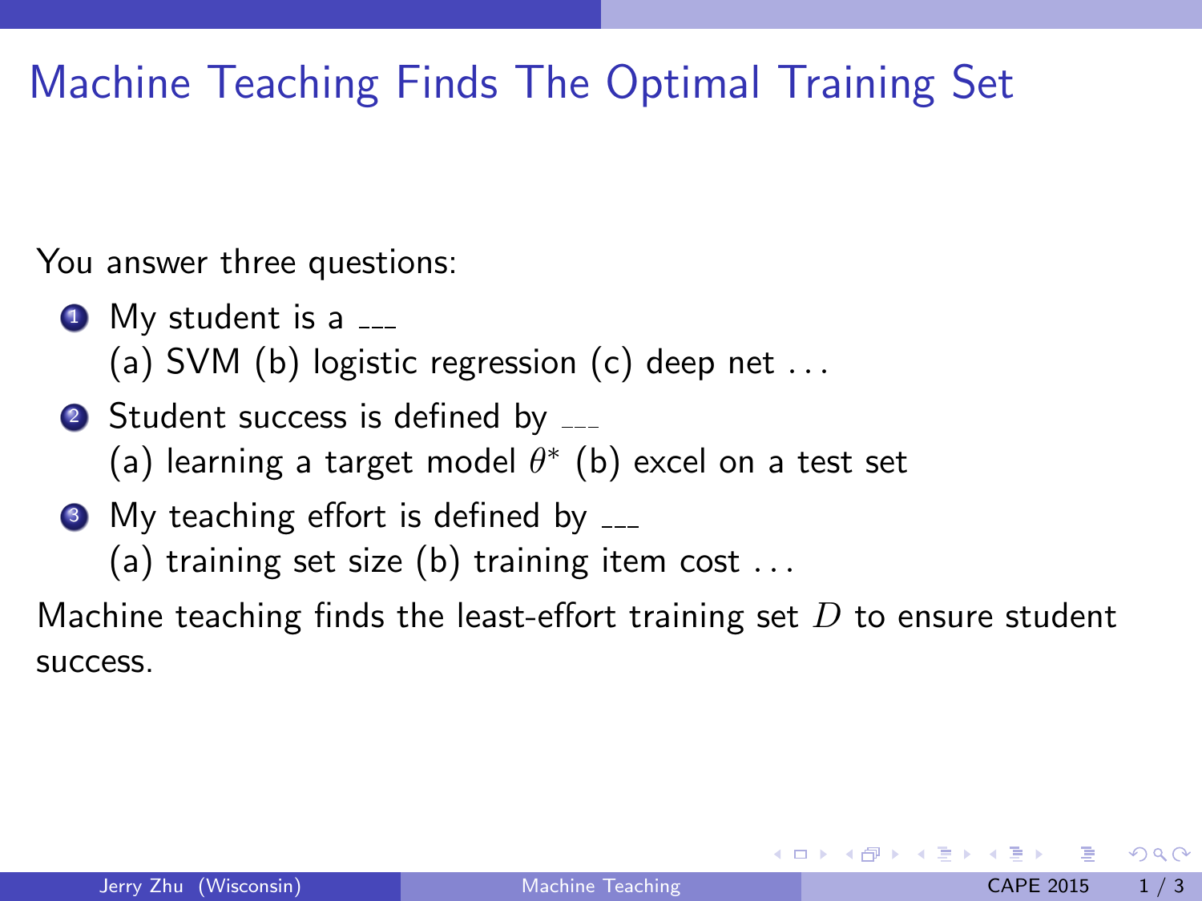# Machine Teaching Finds The Optimal Training Set

You answer three questions:

1. My student is a ___
   (a) SVM (b) logistic regression (c) deep net ...
2. Student success is defined by ___
   (a) learning a target model $\theta^*$ (b) excel on a test set
3. My teaching effort is defined by ___
   (a) training set size (b) training item cost ...

Machine teaching finds the least-effort training set $D$ to ensure student success.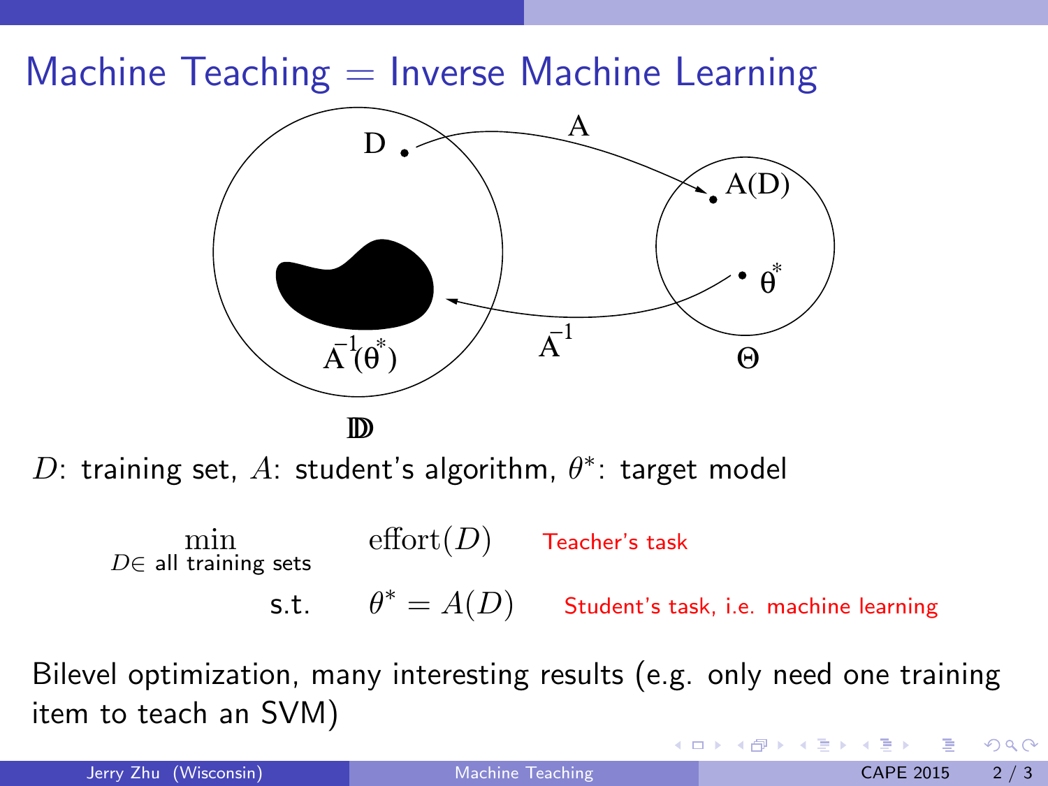# Machine Teaching = Inverse Machine Learning

D

A

A(D)

$\theta^*$

$A^{-1}(\theta^*)$

$A^{-1}$

$\Theta$

$\mathbb{D}$

$D$: training set, $A$: student's algorithm, $\theta^*$: target model

$$\min_{D \in \text{ all training sets}} \quad \text{effort}(D) \qquad \text{Teacher's task}$$

$$\text{s.t.} \quad \theta^* = A(D) \qquad \text{Student's task, i.e. machine learning}$$

Bilevel optimization, many interesting results (e.g. only need one training item to teach an SVM)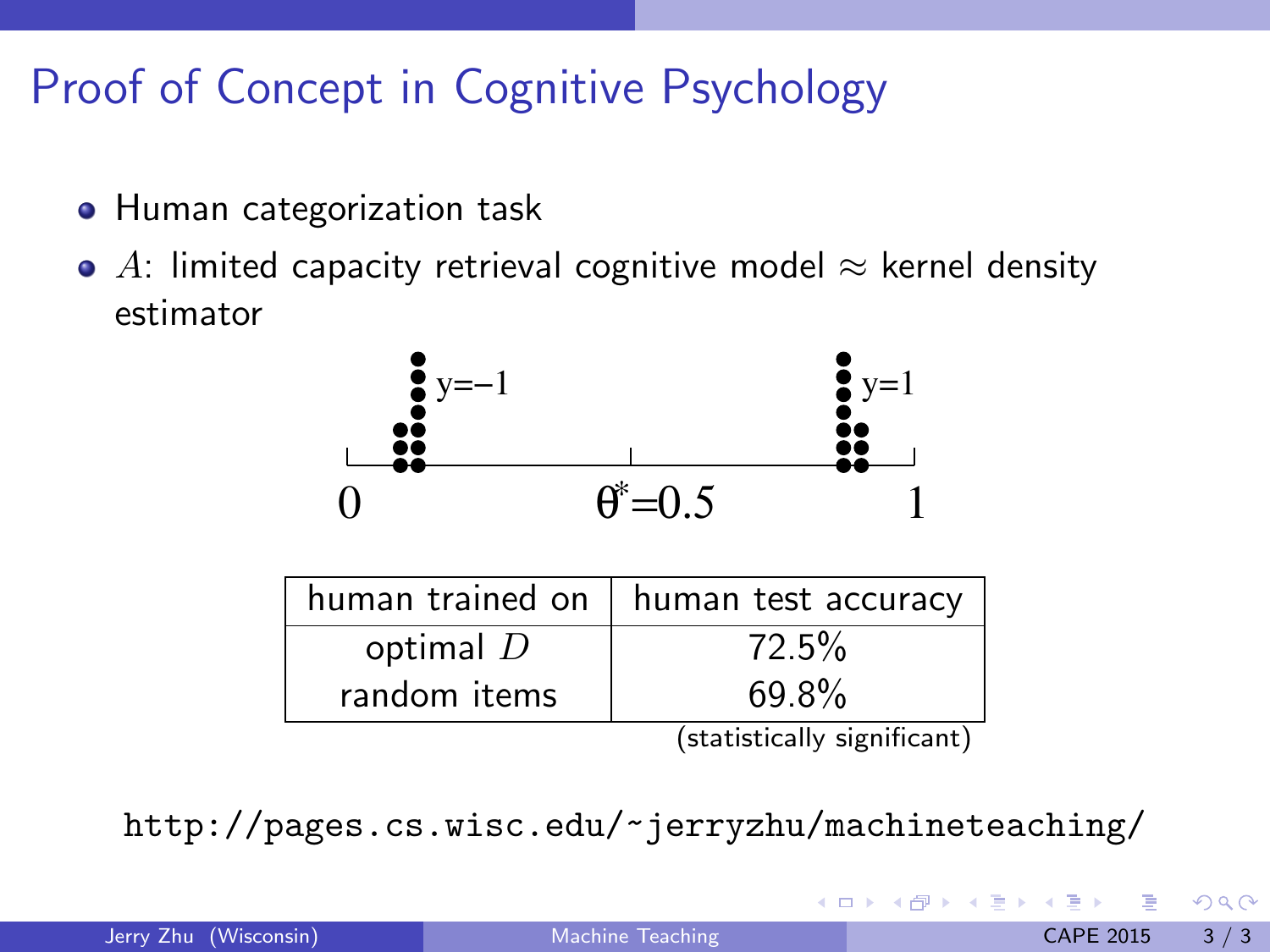# Proof of Concept in Cognitive Psychology

- Human categorization task
- $A$: limited capacity retrieval cognitive model $\approx$ kernel density estimator

y=−1

y=1

0

$\theta^*$=0.5

1

| human trained on | human test accuracy |
|---|---|
| optimal $D$ | 72.5% |
| random items | 69.8% |

(statistically significant)

http://pages.cs.wisc.edu/~jerryzhu/machineteaching/